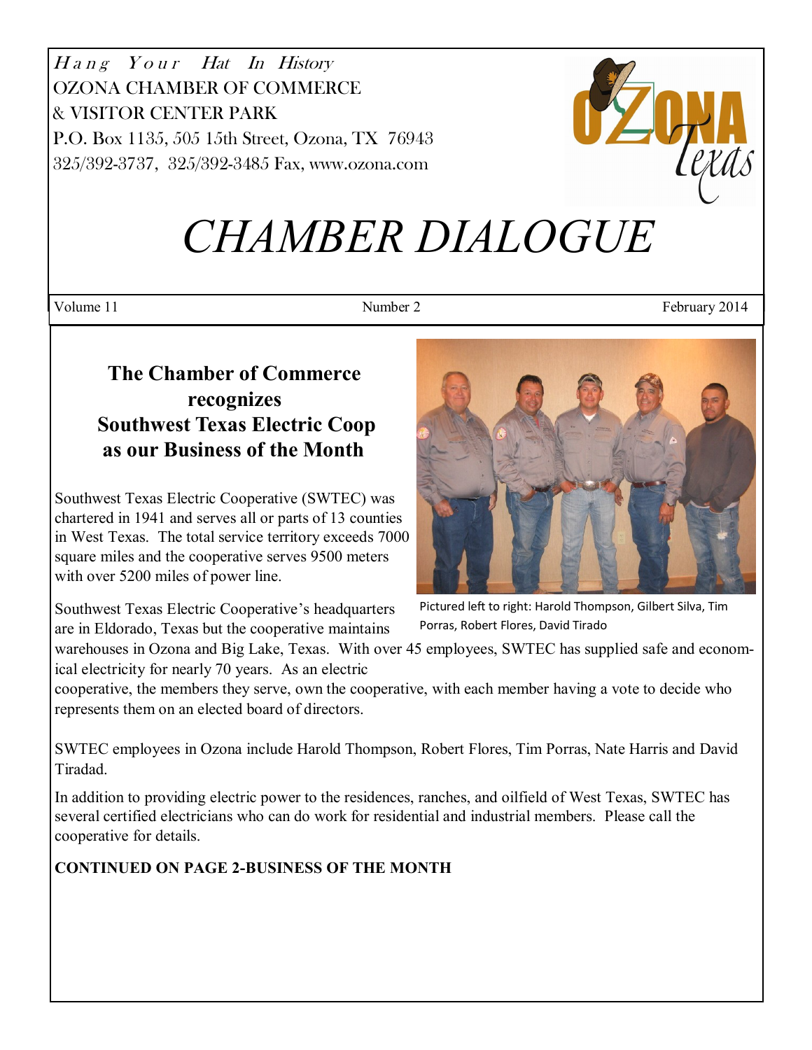*Hang Your Hat In History*
OZONA CHAMBER OF COMMERCE
& VISITOR CENTER PARK
P.O. Box 1135, 505 15th Street, Ozona, TX 76943
325/392-3737, 325/392-3485 Fax, www.ozona.com

# *CHAMBER DIALOGUE*

Volume 11 | Number 2 | February 2014

## The Chamber of Commerce recognizes Southwest Texas Electric Coop as our Business of the Month

Southwest Texas Electric Cooperative (SWTEC) was chartered in 1941 and serves all or parts of 13 counties in West Texas. The total service territory exceeds 7000 square miles and the cooperative serves 9500 meters with over 5200 miles of power line.

Pictured left to right: Harold Thompson, Gilbert Silva, Tim Porras, Robert Flores, David Tirado

Southwest Texas Electric Cooperative's headquarters are in Eldorado, Texas but the cooperative maintains warehouses in Ozona and Big Lake, Texas. With over 45 employees, SWTEC has supplied safe and economical electricity for nearly 70 years. As an electric cooperative, the members they serve, own the cooperative, with each member having a vote to decide who represents them on an elected board of directors.

SWTEC employees in Ozona include Harold Thompson, Robert Flores, Tim Porras, Nate Harris and David Tiradad.

In addition to providing electric power to the residences, ranches, and oilfield of West Texas, SWTEC has several certified electricians who can do work for residential and industrial members. Please call the cooperative for details.

**CONTINUED ON PAGE 2-BUSINESS OF THE MONTH**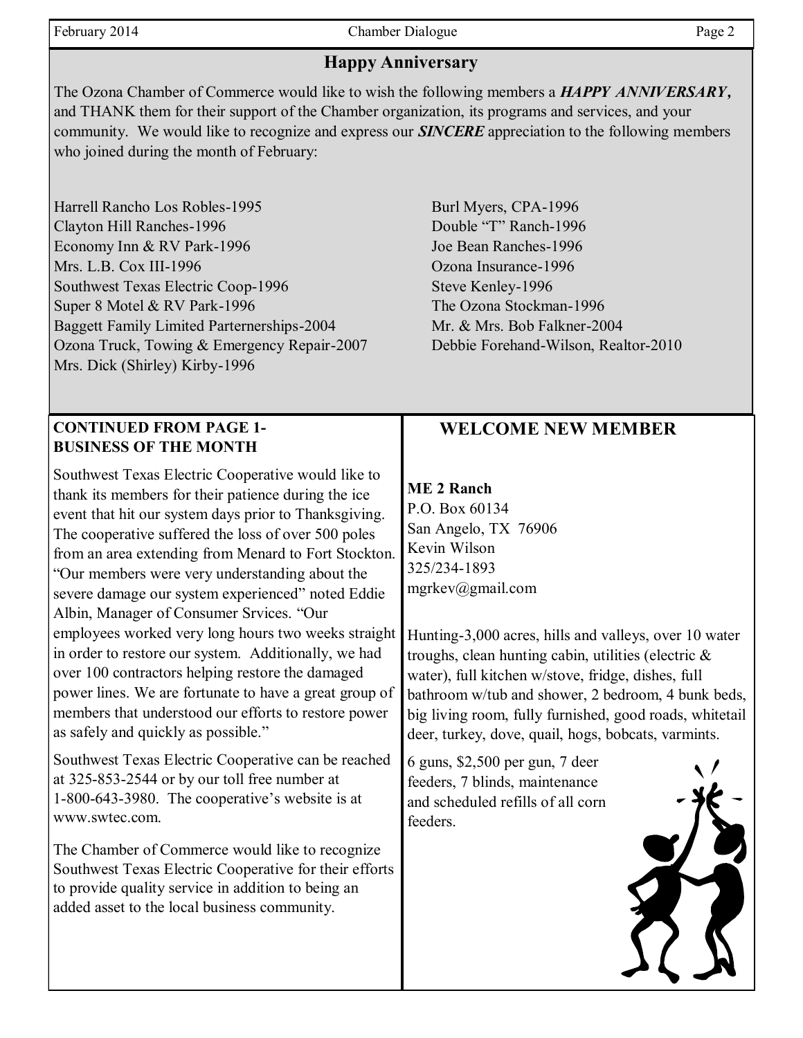## Happy Anniversary

The Ozona Chamber of Commerce would like to wish the following members a ***HAPPY ANNIVERSARY,*** and THANK them for their support of the Chamber organization, its programs and services, and your community. We would like to recognize and express our ***SINCERE*** appreciation to the following members who joined during the month of February:

Harrell Rancho Los Robles-1995
Clayton Hill Ranches-1996
Economy Inn & RV Park-1996
Mrs. L.B. Cox III-1996
Southwest Texas Electric Coop-1996
Super 8 Motel & RV Park-1996
Baggett Family Limited Parternerships-2004
Ozona Truck, Towing & Emergency Repair-2007
Mrs. Dick (Shirley) Kirby-1996
Burl Myers, CPA-1996
Double "T" Ranch-1996
Joe Bean Ranches-1996
Ozona Insurance-1996
Steve Kenley-1996
The Ozona Stockman-1996
Mr. & Mrs. Bob Falkner-2004
Debbie Forehand-Wilson, Realtor-2010

**CONTINUED FROM PAGE 1- BUSINESS OF THE MONTH**

Southwest Texas Electric Cooperative would like to thank its members for their patience during the ice event that hit our system days prior to Thanksgiving. The cooperative suffered the loss of over 500 poles from an area extending from Menard to Fort Stockton. "Our members were very understanding about the severe damage our system experienced" noted Eddie Albin, Manager of Consumer Srvices. "Our employees worked very long hours two weeks straight in order to restore our system. Additionally, we had over 100 contractors helping restore the damaged power lines. We are fortunate to have a great group of members that understood our efforts to restore power as safely and quickly as possible."

Southwest Texas Electric Cooperative can be reached at 325-853-2544 or by our toll free number at 1-800-643-3980. The cooperative's website is at www.swtec.com.

The Chamber of Commerce would like to recognize Southwest Texas Electric Cooperative for their efforts to provide quality service in addition to being an added asset to the local business community.

## WELCOME NEW MEMBER

**ME 2 Ranch**
P.O. Box 60134
San Angelo, TX 76906
Kevin Wilson
325/234-1893
mgrkev@gmail.com

Hunting-3,000 acres, hills and valleys, over 10 water troughs, clean hunting cabin, utilities (electric & water), full kitchen w/stove, fridge, dishes, full bathroom w/tub and shower, 2 bedroom, 4 bunk beds, big living room, fully furnished, good roads, whitetail deer, turkey, dove, quail, hogs, bobcats, varmints.

6 guns, $2,500 per gun, 7 deer feeders, 7 blinds, maintenance and scheduled refills of all corn feeders.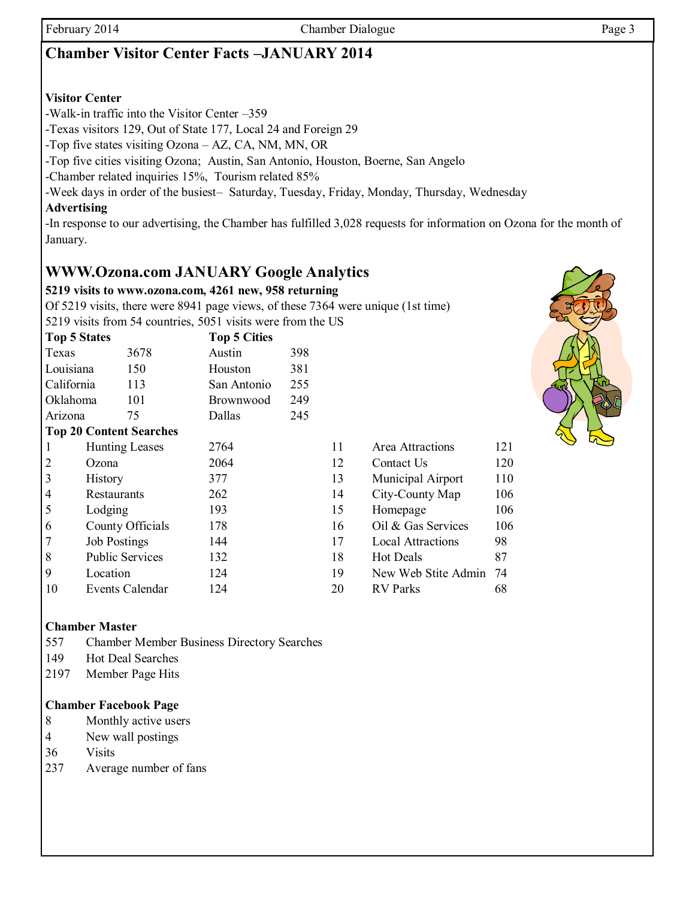## Chamber Visitor Center Facts –JANUARY 2014

**Visitor Center**

-Walk-in traffic into the Visitor Center –359

-Texas visitors 129, Out of State 177, Local 24 and Foreign 29

-Top five states visiting Ozona – AZ, CA, NM, MN, OR

-Top five cities visiting Ozona; Austin, San Antonio, Houston, Boerne, San Angelo

-Chamber related inquiries 15%, Tourism related 85%

-Week days in order of the busiest– Saturday, Tuesday, Friday, Monday, Thursday, Wednesday

**Advertising**

-In response to our advertising, the Chamber has fulfilled 3,028 requests for information on Ozona for the month of January.

## WWW.Ozona.com JANUARY Google Analytics

**5219 visits to www.ozona.com, 4261 new, 958 returning**

Of 5219 visits, there were 8941 page views, of these 7364 were unique (1st time)

5219 visits from 54 countries, 5051 visits were from the US

| Top 5 States | | Top 5 Cities | |
|---|---|---|---|
| Texas | 3678 | Austin | 398 |
| Louisiana | 150 | Houston | 381 |
| California | 113 | San Antonio | 255 |
| Oklahoma | 101 | Brownwood | 249 |
| Arizona | 75 | Dallas | 245 |

**Top 20 Content Searches**

| | | | | | |
|---|---|---|---|---|---|
| 1 | Hunting Leases | 2764 | 11 | Area Attractions | 121 |
| 2 | Ozona | 2064 | 12 | Contact Us | 120 |
| 3 | History | 377 | 13 | Municipal Airport | 110 |
| 4 | Restaurants | 262 | 14 | City-County Map | 106 |
| 5 | Lodging | 193 | 15 | Homepage | 106 |
| 6 | County Officials | 178 | 16 | Oil & Gas Services | 106 |
| 7 | Job Postings | 144 | 17 | Local Attractions | 98 |
| 8 | Public Services | 132 | 18 | Hot Deals | 87 |
| 9 | Location | 124 | 19 | New Web Stite Admin | 74 |
| 10 | Events Calendar | 124 | 20 | RV Parks | 68 |

**Chamber Master**

| | |
|---|---|
| 557 | Chamber Member Business Directory Searches |
| 149 | Hot Deal Searches |
| 2197 | Member Page Hits |

**Chamber Facebook Page**

| | |
|---|---|
| 8 | Monthly active users |
| 4 | New wall postings |
| 36 | Visits |
| 237 | Average number of fans |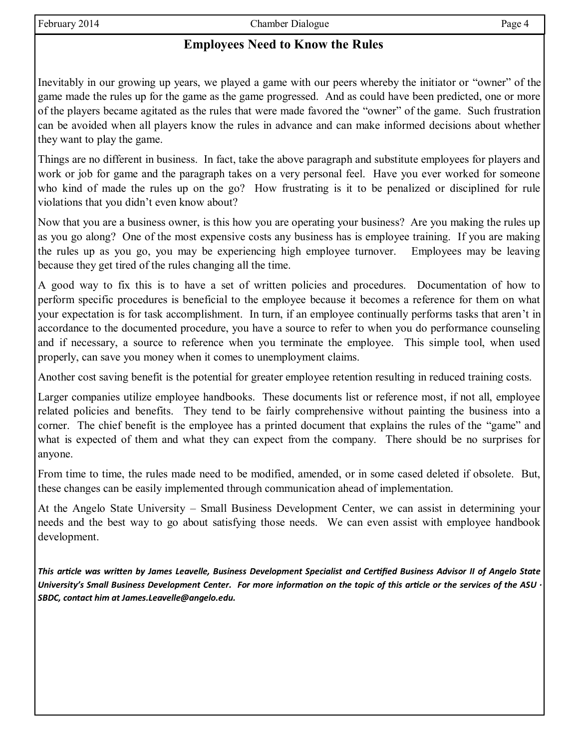## Employees Need to Know the Rules

Inevitably in our growing up years, we played a game with our peers whereby the initiator or "owner" of the game made the rules up for the game as the game progressed. And as could have been predicted, one or more of the players became agitated as the rules that were made favored the "owner" of the game. Such frustration can be avoided when all players know the rules in advance and can make informed decisions about whether they want to play the game.

Things are no different in business. In fact, take the above paragraph and substitute employees for players and work or job for game and the paragraph takes on a very personal feel. Have you ever worked for someone who kind of made the rules up on the go? How frustrating is it to be penalized or disciplined for rule violations that you didn't even know about?

Now that you are a business owner, is this how you are operating your business? Are you making the rules up as you go along? One of the most expensive costs any business has is employee training. If you are making the rules up as you go, you may be experiencing high employee turnover. Employees may be leaving because they get tired of the rules changing all the time.

A good way to fix this is to have a set of written policies and procedures. Documentation of how to perform specific procedures is beneficial to the employee because it becomes a reference for them on what your expectation is for task accomplishment. In turn, if an employee continually performs tasks that aren't in accordance to the documented procedure, you have a source to refer to when you do performance counseling and if necessary, a source to reference when you terminate the employee. This simple tool, when used properly, can save you money when it comes to unemployment claims.

Another cost saving benefit is the potential for greater employee retention resulting in reduced training costs.

Larger companies utilize employee handbooks. These documents list or reference most, if not all, employee related policies and benefits. They tend to be fairly comprehensive without painting the business into a corner. The chief benefit is the employee has a printed document that explains the rules of the "game" and what is expected of them and what they can expect from the company. There should be no surprises for anyone.

From time to time, the rules made need to be modified, amended, or in some cased deleted if obsolete. But, these changes can be easily implemented through communication ahead of implementation.

At the Angelo State University – Small Business Development Center, we can assist in determining your needs and the best way to go about satisfying those needs. We can even assist with employee handbook development.

***This article was written by James Leavelle, Business Development Specialist and Certified Business Advisor II of Angelo State University's Small Business Development Center. For more information on the topic of this article or the services of the ASU · SBDC, contact him at James.Leavelle@angelo.edu.***